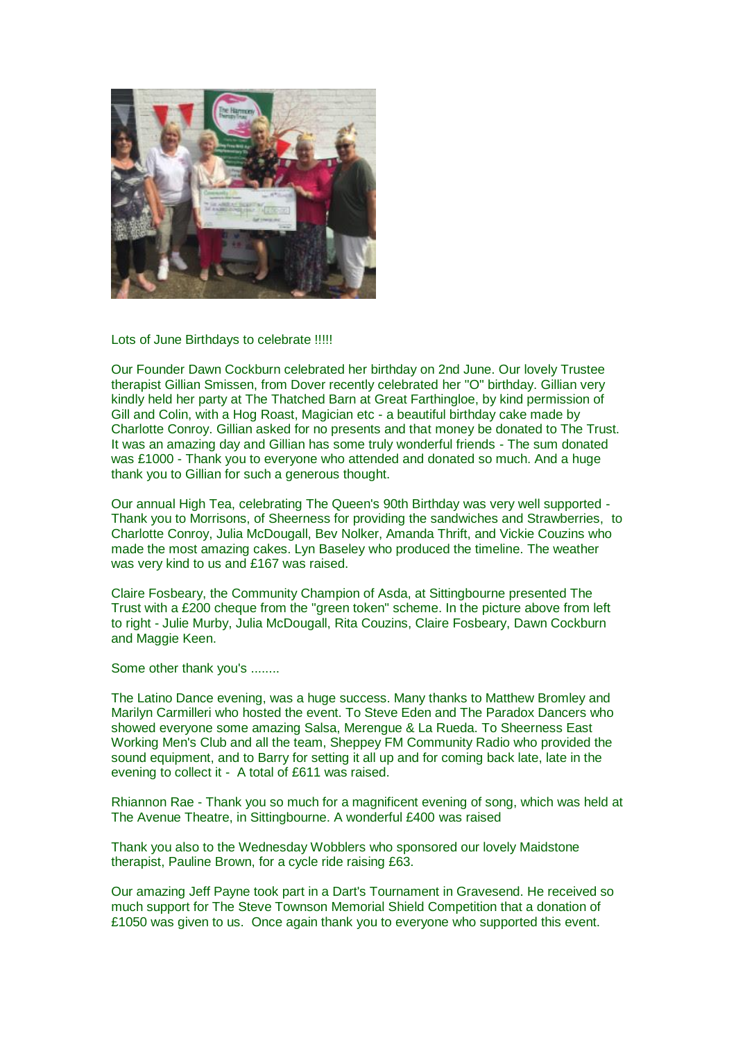Lots of June Birthdays to celebrate !!!!!

Our Founder Dawn Cockburn celebrated her birthday on 2nd June. Our lovely Trustee therapist Gillian Smissen, from Dover recently celebrated her "O" birthday. Gillian very kindly held her party at The Thatched Barn at Great Farthingloe, by kind permission of Gill and Colin, with a Hog Roast, Magician etc - a beautiful birthday cake made by Charlotte Conroy. Gillian asked for no presents and that money be donated to The Trust. It was an amazing day and Gillian has some truly wonderful friends - The sum donated was £1000 - Thank you to everyone who attended and donated so much. And a huge thank you to Gillian for such a generous thought.

Our annual High Tea, celebrating The Queen's 90th Birthday was very well supported - Thank you to Morrisons, of Sheerness for providing the sandwiches and Strawberries, to Charlotte Conroy, Julia McDougall, Bev Nolker, Amanda Thrift, and Vickie Couzins who made the most amazing cakes. Lyn Baseley who produced the timeline. The weather was very kind to us and £167 was raised.

Claire Fosbeary, the Community Champion of Asda, at Sittingbourne presented The Trust with a £200 cheque from the "green token" scheme. In the picture above from left to right - Julie Murby, Julia McDougall, Rita Couzins, Claire Fosbeary, Dawn Cockburn and Maggie Keen.

Some other thank you's ........

The Latino Dance evening, was a huge success. Many thanks to Matthew Bromley and Marilyn Carmilleri who hosted the event. To Steve Eden and The Paradox Dancers who showed everyone some amazing Salsa, Merengue & La Rueda. To Sheerness East Working Men's Club and all the team, Sheppey FM Community Radio who provided the sound equipment, and to Barry for setting it all up and for coming back late, late in the evening to collect it - A total of £611 was raised.

Rhiannon Rae - Thank you so much for a magnificent evening of song, which was held at The Avenue Theatre, in Sittingbourne. A wonderful £400 was raised

Thank you also to the Wednesday Wobblers who sponsored our lovely Maidstone therapist, Pauline Brown, for a cycle ride raising £63.

Our amazing Jeff Payne took part in a Dart's Tournament in Gravesend. He received so much support for The Steve Townson Memorial Shield Competition that a donation of £1050 was given to us. Once again thank you to everyone who supported this event.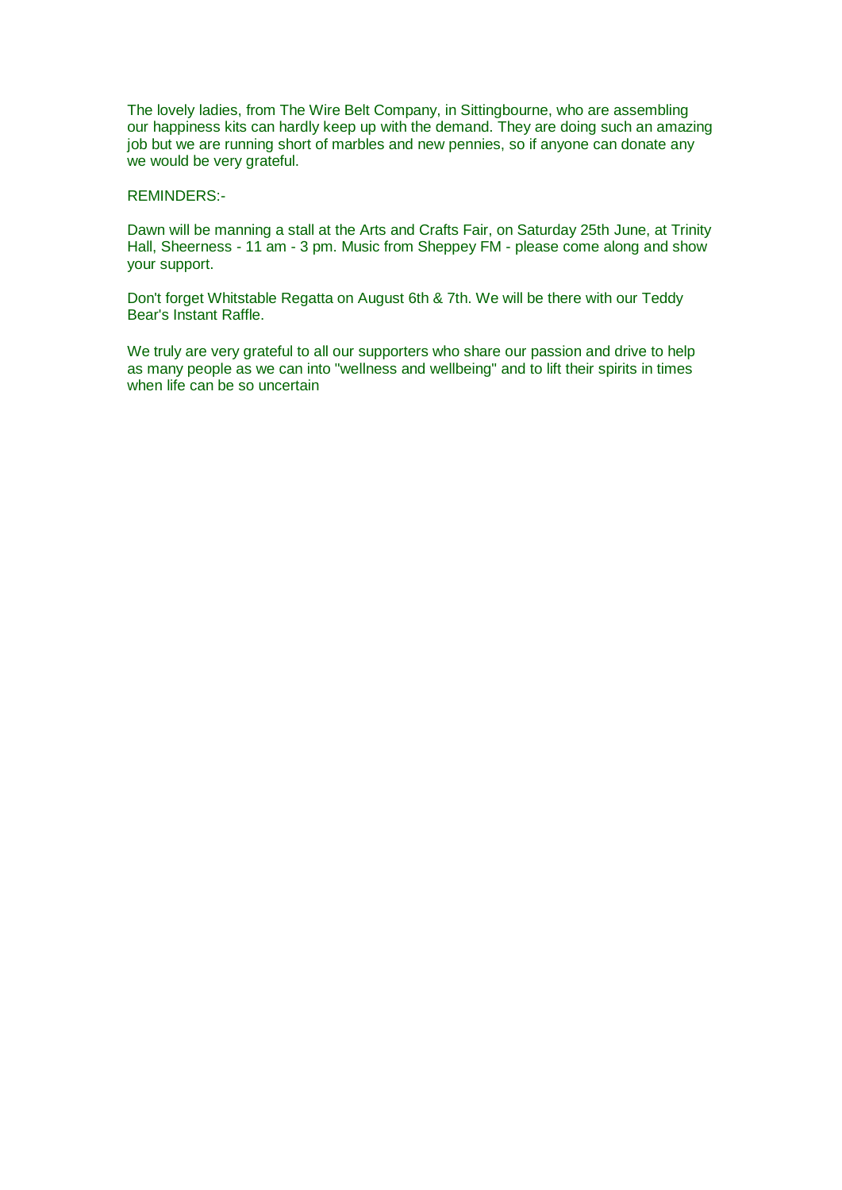The lovely ladies, from The Wire Belt Company, in Sittingbourne, who are assembling our happiness kits can hardly keep up with the demand. They are doing such an amazing job but we are running short of marbles and new pennies, so if anyone can donate any we would be very grateful.

REMINDERS:-

Dawn will be manning a stall at the Arts and Crafts Fair, on Saturday 25th June, at Trinity Hall, Sheerness - 11 am - 3 pm. Music from Sheppey FM - please come along and show your support.

Don't forget Whitstable Regatta on August 6th & 7th. We will be there with our Teddy Bear's Instant Raffle.

We truly are very grateful to all our supporters who share our passion and drive to help as many people as we can into "wellness and wellbeing" and to lift their spirits in times when life can be so uncertain